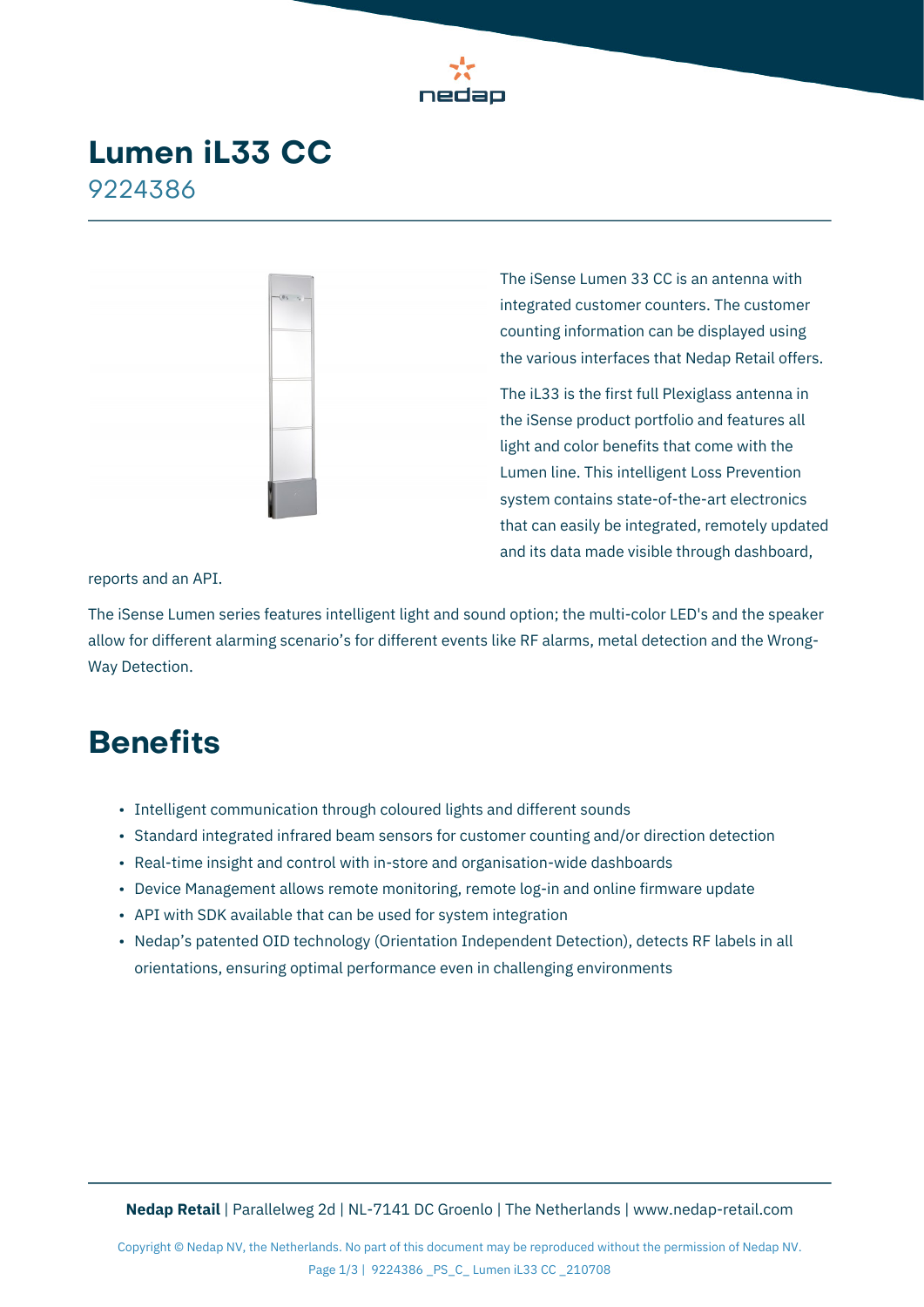# Lumen iL33 CC

9224386

The iSense Lumen 33 CC is an antenna with integrated customer counters. The customer counting information can be displayed using the various interfaces that Nedap Retail offers.

The iL33 is the first full Plexiglass antenna in the iSense product portfolio and features all light and color benefits that come with the Lumen line. This intelligent Loss Prevention system contains state-of-the-art electronics that can easily be integrated, remotely updated and its data made visible through dashboard, reports and an API.

The iSense Lumen series features intelligent light and sound option; the multi-color LED's and the speaker allow for different alarming scenario's for different events like RF alarms, metal detection and the Wrong-Way Detection.

## Benefits

- Intelligent communication through coloured lights and different sounds
- Standard integrated infrared beam sensors for customer counting and/or direction detection
- Real-time insight and control with in-store and organisation-wide dashboards
- Device Management allows remote monitoring, remote log-in and online firmware update
- API with SDK available that can be used for system integration
- Nedap's patented OID technology (Orientation Independent Detection), detects RF labels in all orientations, ensuring optimal performance even in challenging environments

**Nedap Retail** | Parallelweg 2d | NL-7141 DC Groenlo | The Netherlands | www.nedap-retail.com

Copyright © Nedap NV, the Netherlands. No part of this document may be reproduced without the permission of Nedap NV.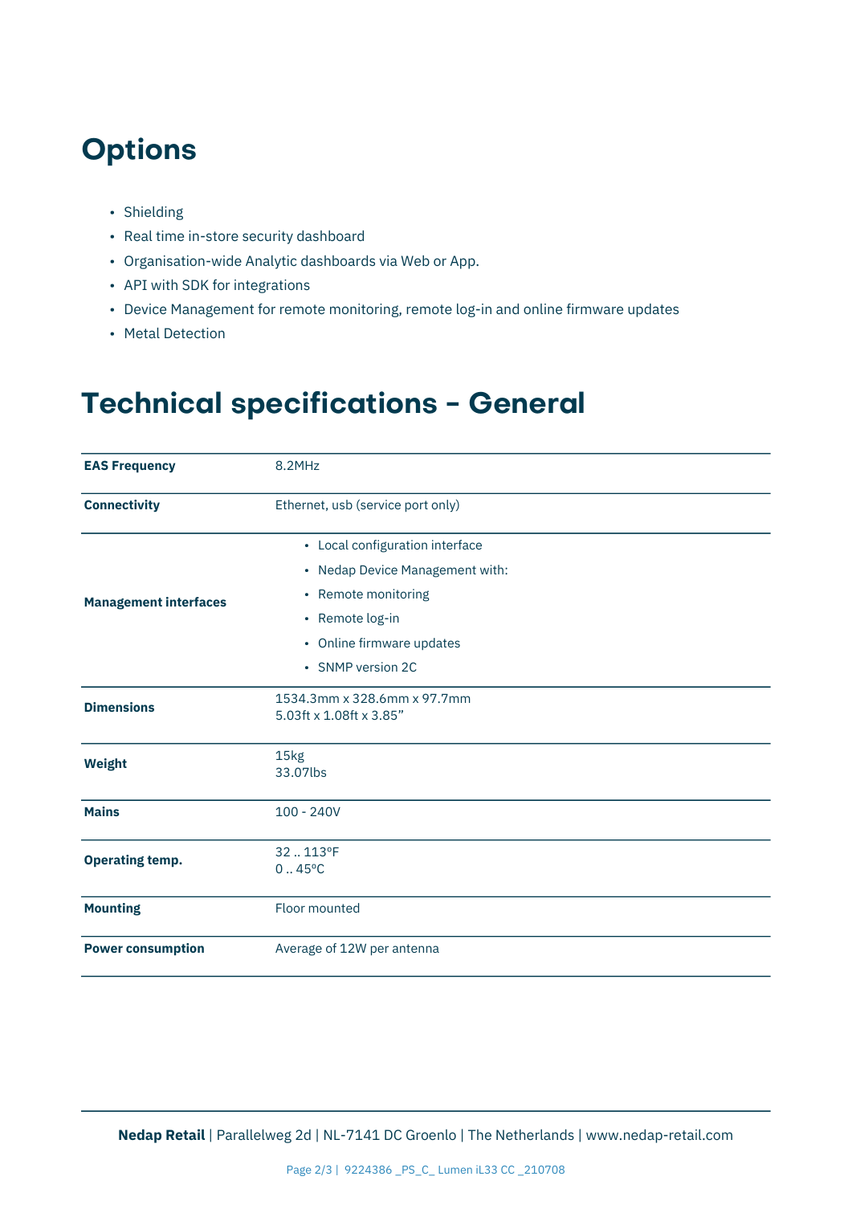# Options

- Shielding
- Real time in-store security dashboard
- Organisation-wide Analytic dashboards via Web or App.
- API with SDK for integrations
- Device Management for remote monitoring, remote log-in and online firmware updates
- Metal Detection

# Technical specifications - General

| | |
|---|---|
| **EAS Frequency** | 8.2MHz |
| **Connectivity** | Ethernet, usb (service port only) |
| **Management interfaces** | • Local configuration interface<br>• Nedap Device Management with:<br>• Remote monitoring<br>• Remote log-in<br>• Online firmware updates<br>• SNMP version 2C |
| **Dimensions** | 1534.3mm x 328.6mm x 97.7mm<br>5.03ft x 1.08ft x 3.85” |
| **Weight** | 15kg<br>33.07lbs |
| **Mains** | 100 - 240V |
| **Operating temp.** | 32 .. 113ºF<br>0 .. 45ºC |
| **Mounting** | Floor mounted |
| **Power consumption** | Average of 12W per antenna |

**Nedap Retail** | Parallelweg 2d | NL-7141 DC Groenlo | The Netherlands | www.nedap-retail.com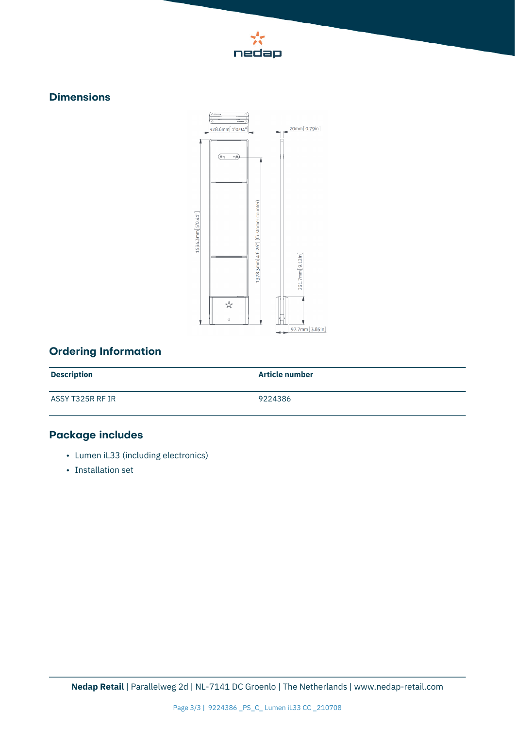## Dimensions

328.6mm [ 1'0.94" ]

20mm [ 0.79in ]

1534.3mm [ 5'0.41" ]

1378.3mm [ 4'6.26" ] (Customer counter)

231.7mm [ 9.12in ]

97.7mm [ 3.85in ]

## Ordering Information

| Description | Article number |
|---|---|
| ASSY T325R RF IR | 9224386 |

## Package includes

- Lumen iL33 (including electronics)
- Installation set

**Nedap Retail** | Parallelweg 2d | NL-7141 DC Groenlo | The Netherlands | www.nedap-retail.com